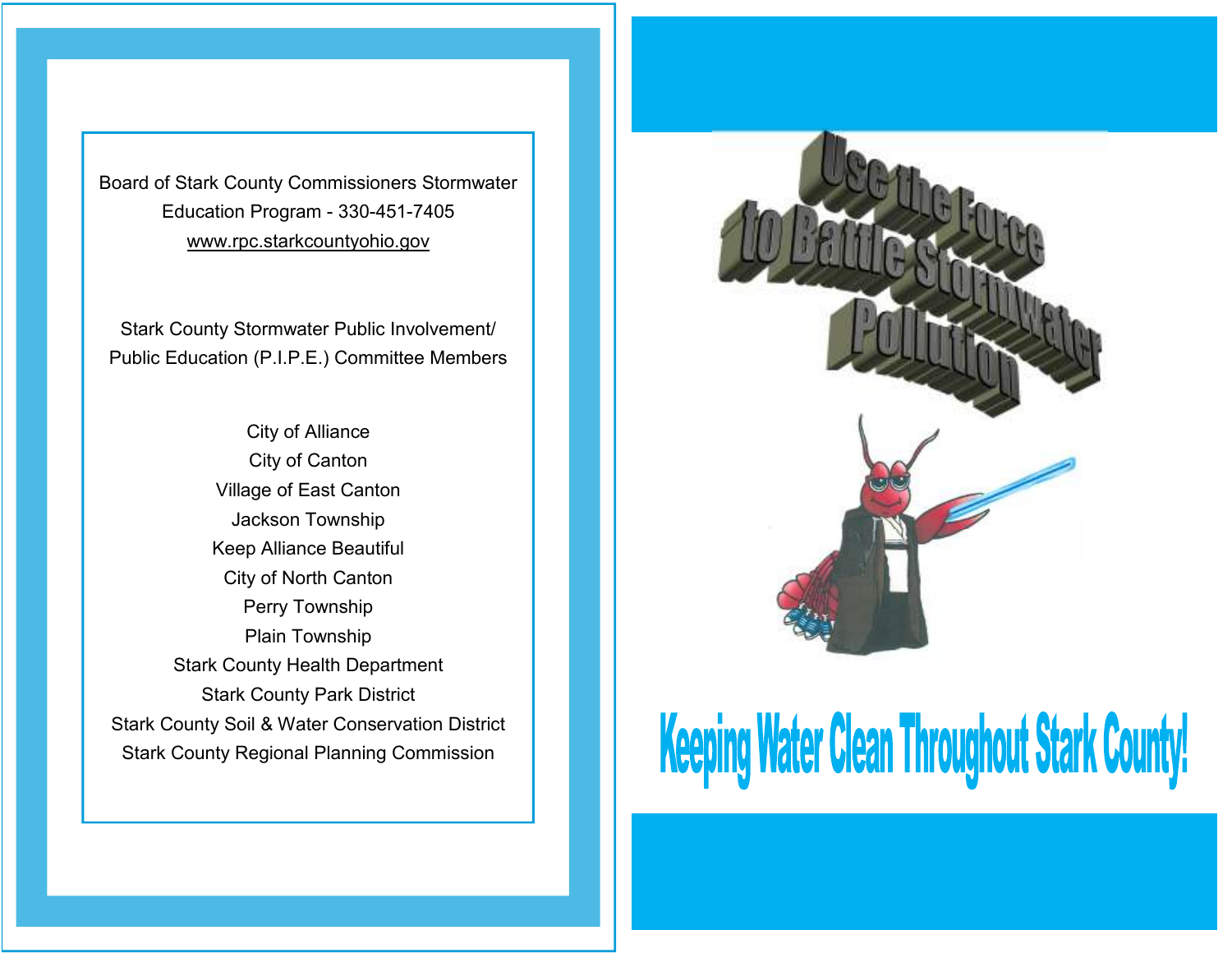Board of Stark County Commissioners Stormwater Education Program - 330-451-7405
www.rpc.starkcountyohio.gov

Stark County Stormwater Public Involvement/ Public Education (P.I.P.E.) Committee Members

City of Alliance
City of Canton
Village of East Canton
Jackson Township
Keep Alliance Beautiful
City of North Canton
Perry Township
Plain Township
Stark County Health Department
Stark County Park District
Stark County Soil & Water Conservation District
Stark County Regional Planning Commission

# Use the Force to Battle Stormwater Pollution

## Keeping Water Clean Throughout Stark County!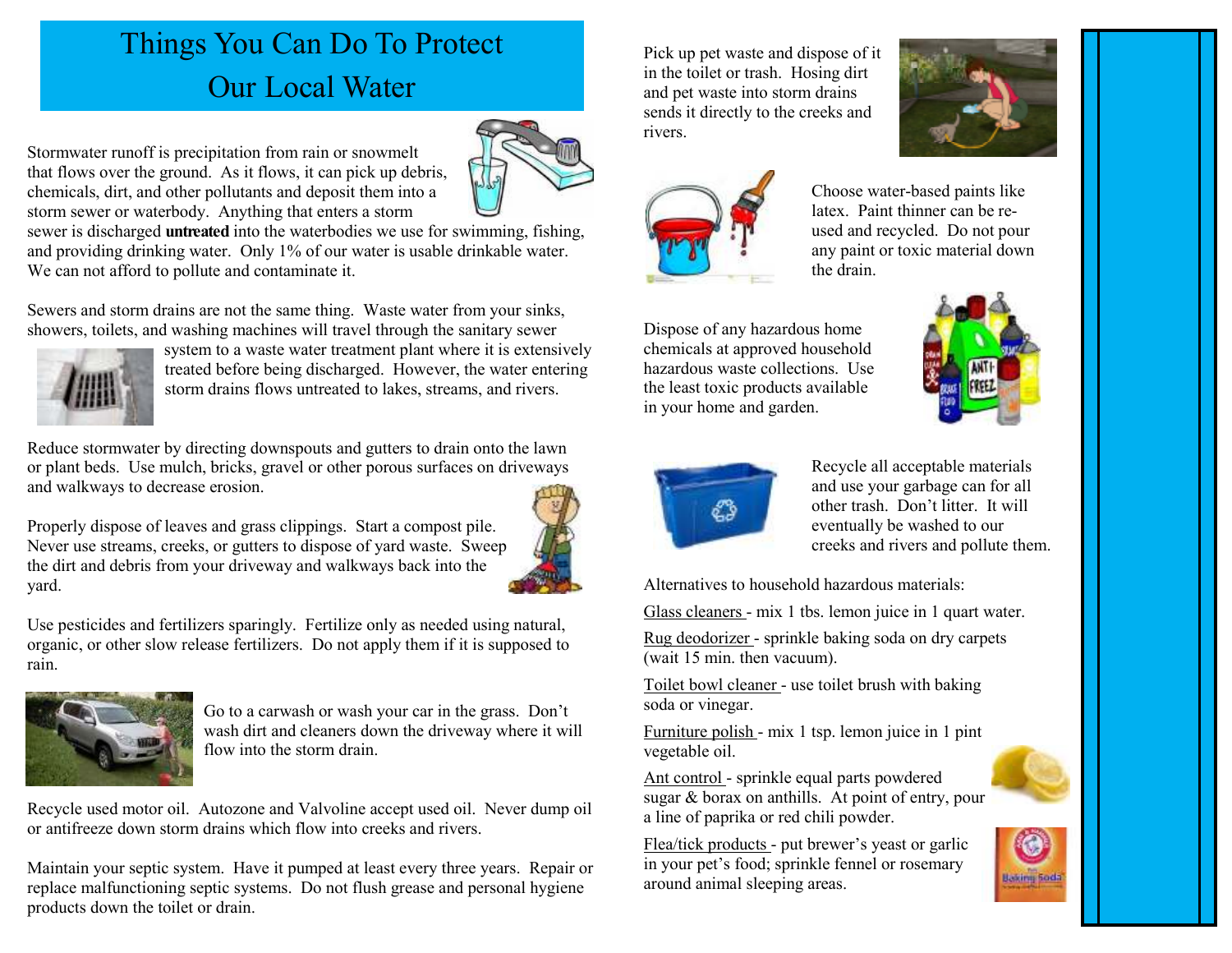# Things You Can Do To Protect Our Local Water

Stormwater runoff is precipitation from rain or snowmelt that flows over the ground. As it flows, it can pick up debris, chemicals, dirt, and other pollutants and deposit them into a storm sewer or waterbody. Anything that enters a storm sewer is discharged **untreated** into the waterbodies we use for swimming, fishing, and providing drinking water. Only 1% of our water is usable drinkable water. We can not afford to pollute and contaminate it.

Sewers and storm drains are not the same thing. Waste water from your sinks, showers, toilets, and washing machines will travel through the sanitary sewer system to a waste water treatment plant where it is extensively treated before being discharged. However, the water entering storm drains flows untreated to lakes, streams, and rivers.

Reduce stormwater by directing downspouts and gutters to drain onto the lawn or plant beds. Use mulch, bricks, gravel or other porous surfaces on driveways and walkways to decrease erosion.

Properly dispose of leaves and grass clippings. Start a compost pile. Never use streams, creeks, or gutters to dispose of yard waste. Sweep the dirt and debris from your driveway and walkways back into the yard.

Use pesticides and fertilizers sparingly. Fertilize only as needed using natural, organic, or other slow release fertilizers. Do not apply them if it is supposed to rain.

Go to a carwash or wash your car in the grass. Don't wash dirt and cleaners down the driveway where it will flow into the storm drain.

Recycle used motor oil. Autozone and Valvoline accept used oil. Never dump oil or antifreeze down storm drains which flow into creeks and rivers.

Maintain your septic system. Have it pumped at least every three years. Repair or replace malfunctioning septic systems. Do not flush grease and personal hygiene products down the toilet or drain.

Pick up pet waste and dispose of it in the toilet or trash. Hosing dirt and pet waste into storm drains sends it directly to the creeks and rivers.

Choose water-based paints like latex. Paint thinner can be re-used and recycled. Do not pour any paint or toxic material down the drain.

Dispose of any hazardous home chemicals at approved household hazardous waste collections. Use the least toxic products available in your home and garden.

Recycle all acceptable materials and use your garbage can for all other trash. Don't litter. It will eventually be washed to our creeks and rivers and pollute them.

Alternatives to household hazardous materials:

Glass cleaners - mix 1 tbs. lemon juice in 1 quart water.

Rug deodorizer - sprinkle baking soda on dry carpets (wait 15 min. then vacuum).

Toilet bowl cleaner - use toilet brush with baking soda or vinegar.

Furniture polish - mix 1 tsp. lemon juice in 1 pint vegetable oil.

Ant control - sprinkle equal parts powdered sugar & borax on anthills. At point of entry, pour a line of paprika or red chili powder.

Flea/tick products - put brewer's yeast or garlic in your pet's food; sprinkle fennel or rosemary around animal sleeping areas.